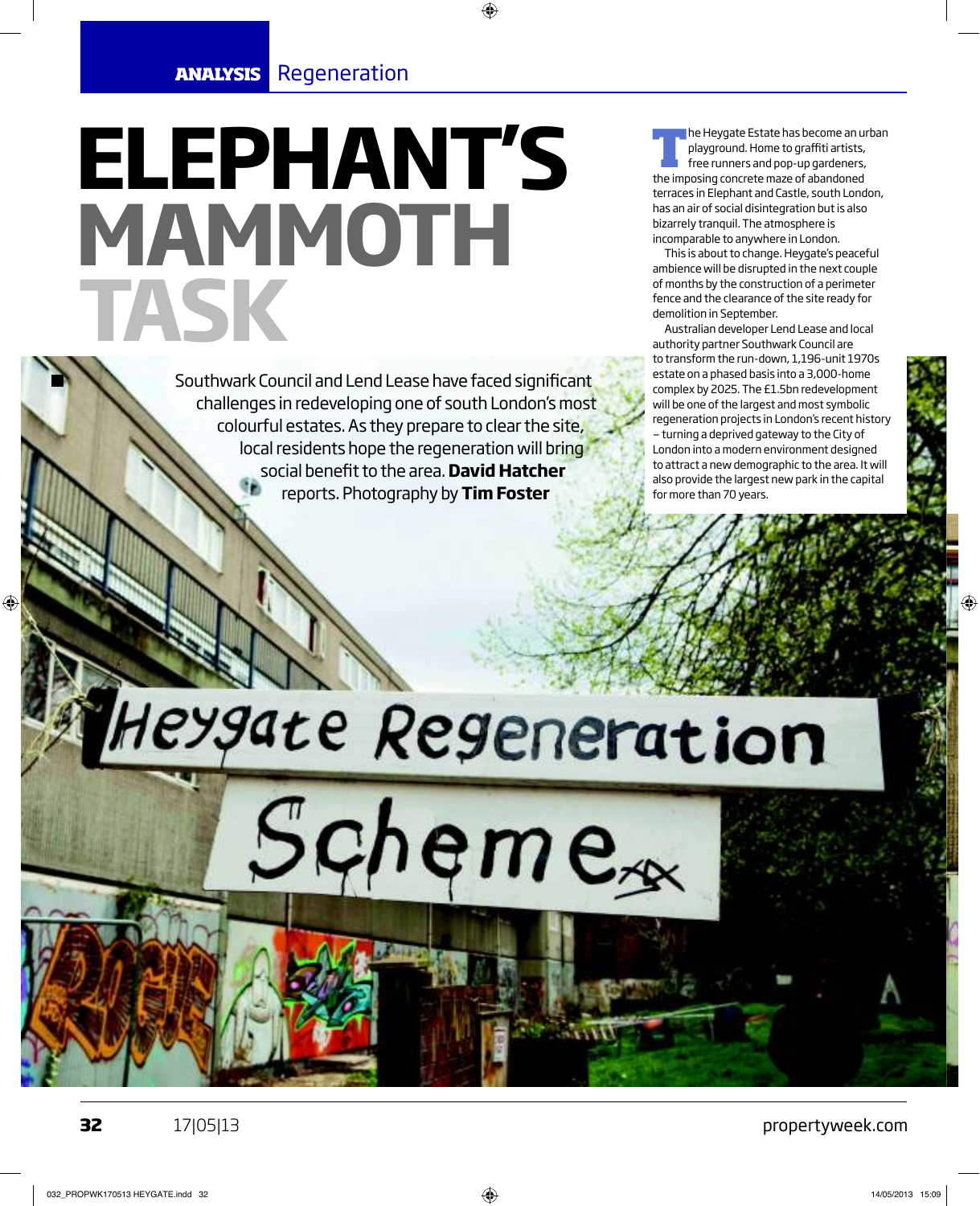ANALYSIS Regeneration

# ELEPHANT'S MAMMOTH TASK

Southwark Council and Lend Lease have faced significant challenges in redeveloping one of south London's most colourful estates. As they prepare to clear the site, local residents hope the regeneration will bring social benefit to the area. **David Hatcher** reports. Photography by **Tim Foster**

The Heygate Estate has become an urban playground. Home to graffiti artists, free runners and pop-up gardeners, the imposing concrete maze of abandoned terraces in Elephant and Castle, south London, has an air of social disintegration but is also bizarrely tranquil. The atmosphere is incomparable to anywhere in London.

This is about to change. Heygate's peaceful ambience will be disrupted in the next couple of months by the construction of a perimeter fence and the clearance of the site ready for demolition in September.

Australian developer Lend Lease and local authority partner Southwark Council are to transform the run-down, 1,196-unit 1970s estate on a phased basis into a 3,000-home complex by 2025. The £1.5bn redevelopment will be one of the largest and most symbolic regeneration projects in London's recent history – turning a deprived gateway to the City of London into a modern environment designed to attract a new demographic to the area. It will also provide the largest new park in the capital for more than 70 years.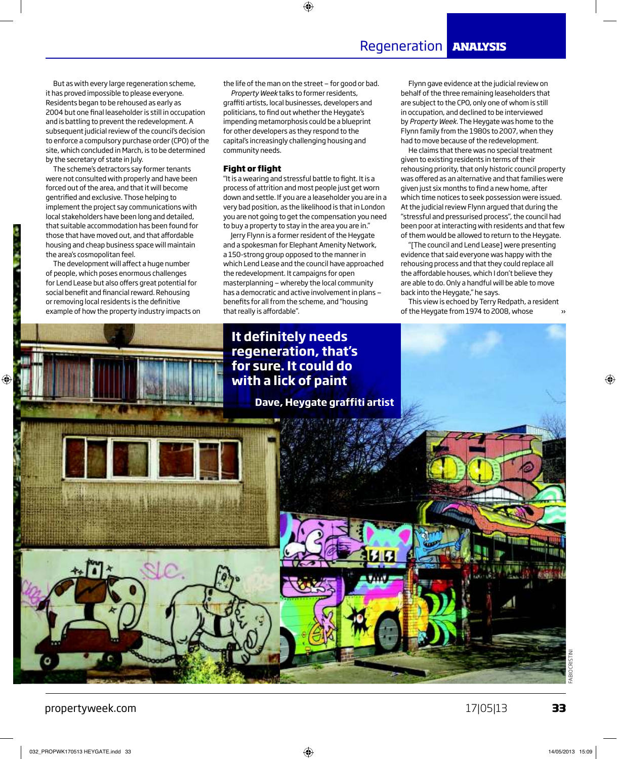But as with every large regeneration scheme, it has proved impossible to please everyone. Residents began to be rehoused as early as 2004 but one final leaseholder is still in occupation and is battling to prevent the redevelopment. A subsequent judicial review of the council's decision to enforce a compulsory purchase order (CPO) of the site, which concluded in March, is to be determined by the secretary of state in July.

The scheme's detractors say former tenants were not consulted with properly and have been forced out of the area, and that it will become gentrified and exclusive. Those helping to implement the project say communications with local stakeholders have been long and detailed, that suitable accommodation has been found for those that have moved out, and that affordable housing and cheap business space will maintain the area's cosmopolitan feel.

The development will affect a huge number of people, which poses enormous challenges for Lend Lease but also offers great potential for social benefit and financial reward. Rehousing or removing local residents is the definitive example of how the property industry impacts on the life of the man on the street – for good or bad.

*Property Week* talks to former residents, graffiti artists, local businesses, developers and politicians, to find out whether the Heygate's impending metamorphosis could be a blueprint for other developers as they respond to the capital's increasingly challenging housing and community needs.

## Fight or flight

"It is a wearing and stressful battle to fight. It is a process of attrition and most people just get worn down and settle. If you are a leaseholder you are in a very bad position, as the likelihood is that in London you are not going to get the compensation you need to buy a property to stay in the area you are in."

Jerry Flynn is a former resident of the Heygate and a spokesman for Elephant Amenity Network, a 150-strong group opposed to the manner in which Lend Lease and the council have approached the redevelopment. It campaigns for open masterplanning – whereby the local community has a democratic and active involvement in plans – benefits for all from the scheme, and "housing that really is affordable".

Flynn gave evidence at the judicial review on behalf of the three remaining leaseholders that are subject to the CPO, only one of whom is still in occupation, and declined to be interviewed by *Property Week*. The Heygate was home to the Flynn family from the 1980s to 2007, when they had to move because of the redevelopment.

He claims that there was no special treatment given to existing residents in terms of their rehousing priority, that only historic council property was offered as an alternative and that families were given just six months to find a new home, after which time notices to seek possession were issued. At the judicial review Flynn argued that during the "stressful and pressurised process", the council had been poor at interacting with residents and that few of them would be allowed to return to the Heygate.

"[The council and Lend Lease] were presenting evidence that said everyone was happy with the rehousing process and that they could replace all the affordable houses, which I don't believe they are able to do. Only a handful will be able to move back into the Heygate," he says.

This view is echoed by Terry Redpath, a resident of the Heygate from 1974 to 2008, whose »

**It definitely needs regeneration, that's for sure. It could do with a lick of paint**

**Dave, Heygate graffiti artist**

FABIOCRISTINI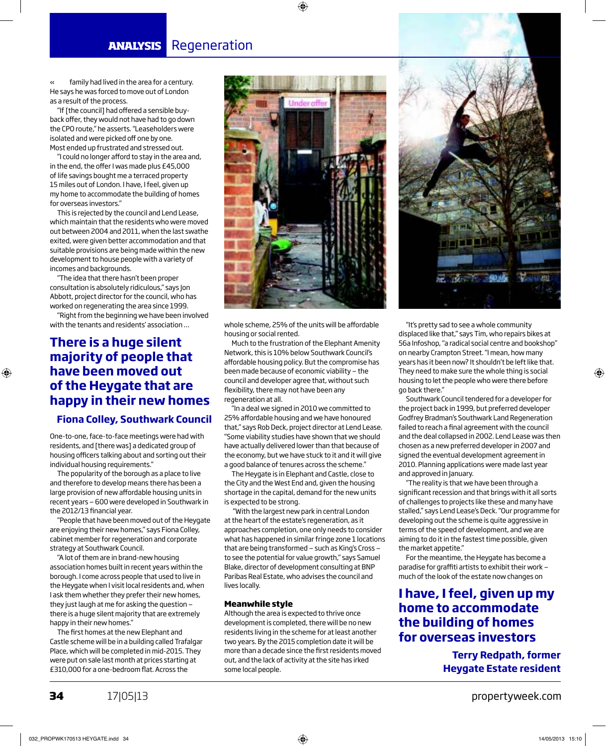« family had lived in the area for a century. He says he was forced to move out of London as a result of the process.

"If [the council] had offered a sensible buy-back offer, they would not have had to go down the CPO route," he asserts. "Leaseholders were isolated and were picked off one by one. Most ended up frustrated and stressed out.

"I could no longer afford to stay in the area and, in the end, the offer I was made plus £45,000 of life savings bought me a terraced property 15 miles out of London. I have, I feel, given up my home to accommodate the building of homes for overseas investors."

This is rejected by the council and Lend Lease, which maintain that the residents who were moved out between 2004 and 2011, when the last swathe exited, were given better accommodation and that suitable provisions are being made within the new development to house people with a variety of incomes and backgrounds.

"The idea that there hasn't been proper consultation is absolutely ridiculous," says Jon Abbott, project director for the council, who has worked on regenerating the area since 1999.

"Right from the beginning we have been involved with the tenants and residents' association …

> **There is a huge silent majority of people that have been moved out of the Heygate that are happy in their new homes**
>
> **Fiona Colley, Southwark Council**

One-to-one, face-to-face meetings were had with residents, and [there was] a dedicated group of housing officers talking about and sorting out their individual housing requirements."

The popularity of the borough as a place to live and therefore to develop means there has been a large provision of new affordable housing units in recent years – 600 were developed in Southwark in the 2012/13 financial year.

"People that have been moved out of the Heygate are enjoying their new homes," says Fiona Colley, cabinet member for regeneration and corporate strategy at Southwark Council.

"A lot of them are in brand-new housing association homes built in recent years within the borough. I come across people that used to live in the Heygate when I visit local residents and, when I ask them whether they prefer their new homes, they just laugh at me for asking the question – there is a huge silent majority that are extremely happy in their new homes."

The first homes at the new Elephant and Castle scheme will be in a building called Trafalgar Place, which will be completed in mid-2015. They were put on sale last month at prices starting at £310,000 for a one-bedroom flat. Across the whole scheme, 25% of the units will be affordable housing or social rented.

Much to the frustration of the Elephant Amenity Network, this is 10% below Southwark Council's affordable housing policy. But the compromise has been made because of economic viability – the council and developer agree that, without such flexibility, there may not have been any regeneration at all.

"In a deal we signed in 2010 we committed to 25% affordable housing and we have honoured that," says Rob Deck, project director at Lend Lease. "Some viability studies have shown that we should have actually delivered lower than that because of the economy, but we have stuck to it and it will give a good balance of tenures across the scheme."

The Heygate is in Elephant and Castle, close to the City and the West End and, given the housing shortage in the capital, demand for the new units is expected to be strong.

"With the largest new park in central London at the heart of the estate's regeneration, as it approaches completion, one only needs to consider what has happened in similar fringe zone 1 locations that are being transformed – such as King's Cross – to see the potential for value growth," says Samuel Blake, director of development consulting at BNP Paribas Real Estate, who advises the council and lives locally.

### Meanwhile style

Although the area is expected to thrive once development is completed, there will be no new residents living in the scheme for at least another two years. By the 2015 completion date it will be more than a decade since the first residents moved out, and the lack of activity at the site has irked some local people.

"It's pretty sad to see a whole community displaced like that," says Tim, who repairs bikes at 56a Infoshop, "a radical social centre and bookshop" on nearby Crampton Street. "I mean, how many years has it been now? It shouldn't be left like that. They need to make sure the whole thing is social housing to let the people who were there before go back there."

Southwark Council tendered for a developer for the project back in 1999, but preferred developer Godfrey Bradman's Southwark Land Regeneration failed to reach a final agreement with the council and the deal collapsed in 2002. Lend Lease was then chosen as a new preferred developer in 2007 and signed the eventual development agreement in 2010. Planning applications were made last year and approved in January.

"The reality is that we have been through a significant recession and that brings with it all sorts of challenges to projects like these and many have stalled," says Lend Lease's Deck. "Our programme for developing out the scheme is quite aggressive in terms of the speed of development, and we are aiming to do it in the fastest time possible, given the market appetite."

For the meantime, the Heygate has become a paradise for graffiti artists to exhibit their work – much of the look of the estate now changes on

> **I have, I feel, given up my home to accommodate the building of homes for overseas investors**
>
> **Terry Redpath, former Heygate Estate resident**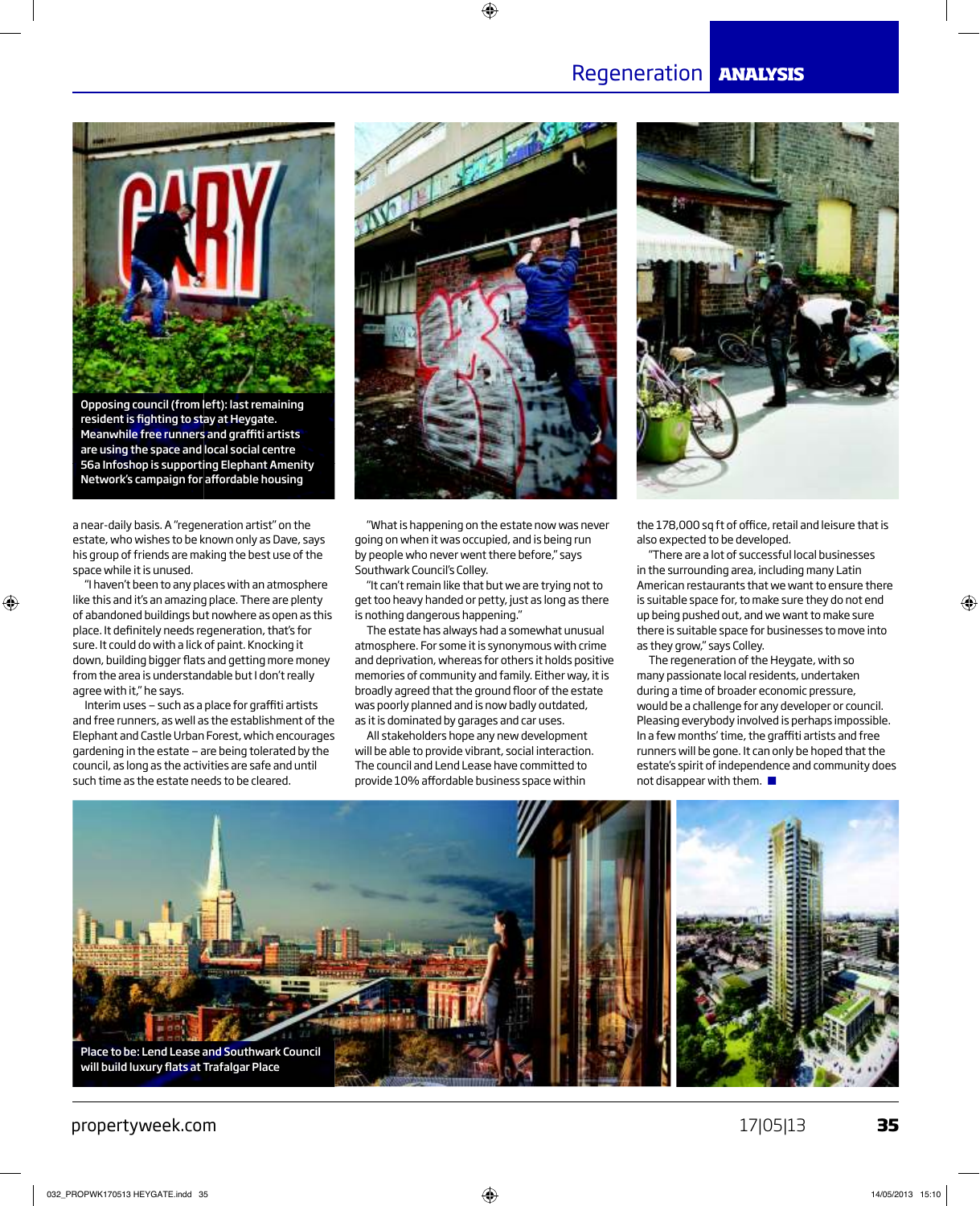Opposing council (from left): last remaining resident is fighting to stay at Heygate. Meanwhile free runners and graffiti artists are using the space and local social centre 56a Infoshop is supporting Elephant Amenity Network's campaign for affordable housing

a near-daily basis. A "regeneration artist" on the estate, who wishes to be known only as Dave, says his group of friends are making the best use of the space while it is unused.

"I haven't been to any places with an atmosphere like this and it's an amazing place. There are plenty of abandoned buildings but nowhere as open as this place. It definitely needs regeneration, that's for sure. It could do with a lick of paint. Knocking it down, building bigger flats and getting more money from the area is understandable but I don't really agree with it," he says.

Interim uses – such as a place for graffiti artists and free runners, as well as the establishment of the Elephant and Castle Urban Forest, which encourages gardening in the estate – are being tolerated by the council, as long as the activities are safe and until such time as the estate needs to be cleared.

"What is happening on the estate now was never going on when it was occupied, and is being run by people who never went there before," says Southwark Council's Colley.

"It can't remain like that but we are trying not to get too heavy handed or petty, just as long as there is nothing dangerous happening."

The estate has always had a somewhat unusual atmosphere. For some it is synonymous with crime and deprivation, whereas for others it holds positive memories of community and family. Either way, it is broadly agreed that the ground floor of the estate was poorly planned and is now badly outdated, as it is dominated by garages and car uses.

All stakeholders hope any new development will be able to provide vibrant, social interaction. The council and Lend Lease have committed to provide 10% affordable business space within the 178,000 sq ft of office, retail and leisure that is also expected to be developed.

"There are a lot of successful local businesses in the surrounding area, including many Latin American restaurants that we want to ensure there is suitable space for, to make sure they do not end up being pushed out, and we want to make sure there is suitable space for businesses to move into as they grow," says Colley.

The regeneration of the Heygate, with so many passionate local residents, undertaken during a time of broader economic pressure, would be a challenge for any developer or council. Pleasing everybody involved is perhaps impossible. In a few months' time, the graffiti artists and free runners will be gone. It can only be hoped that the estate's spirit of independence and community does not disappear with them. ■

Place to be: Lend Lease and Southwark Council will build luxury flats at Trafalgar Place